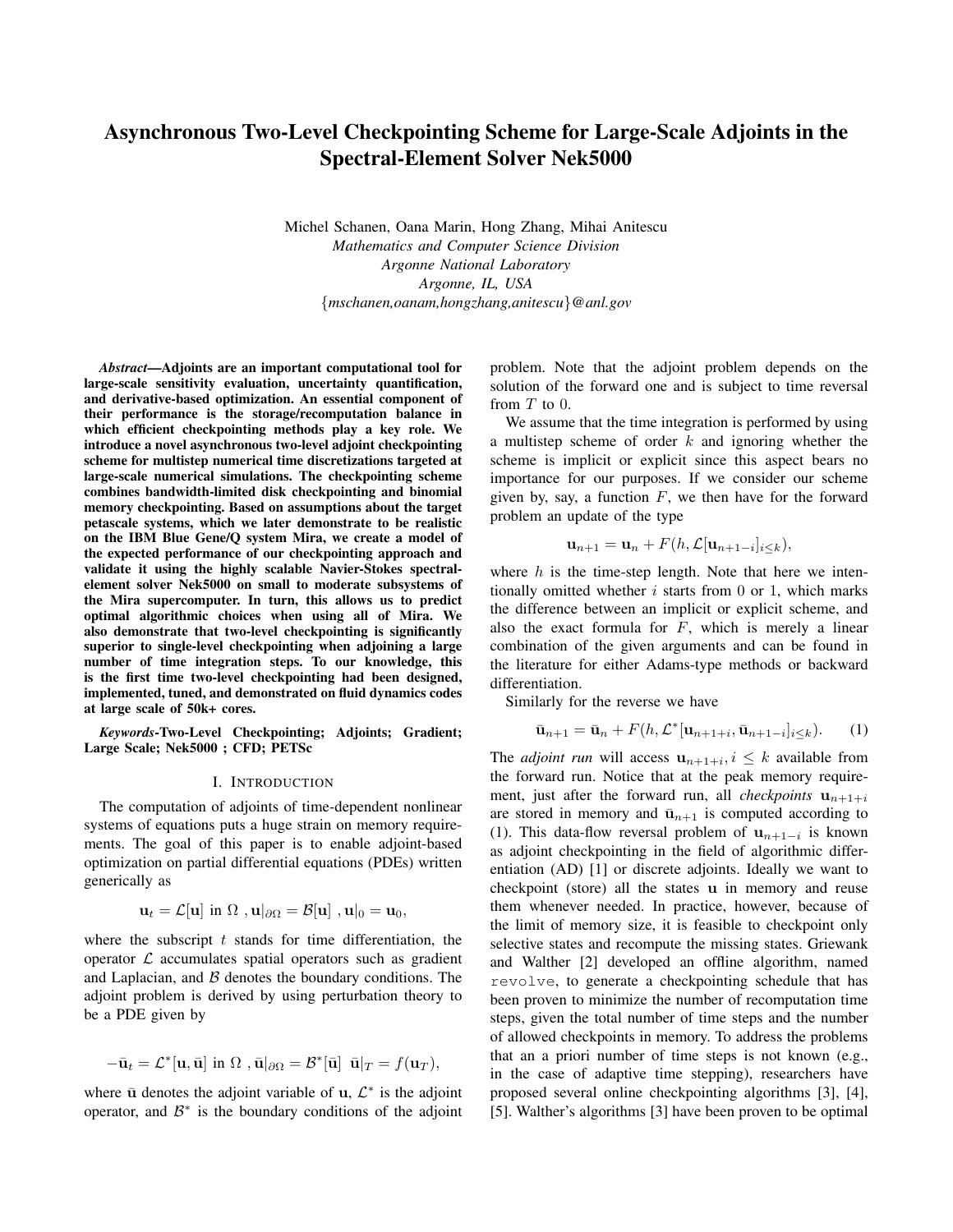# Asynchronous Two-Level Checkpointing Scheme for Large-Scale Adjoints in the Spectral-Element Solver Nek5000

Michel Schanen, Oana Marin, Hong Zhang, Mihai Anitescu
*Mathematics and Computer Science Division*
*Argonne National Laboratory*
*Argonne, IL, USA*
{*mschanen,oanam,hongzhang,anitescu*}*@anl.gov*

***Abstract*—Adjoints are an important computational tool for large-scale sensitivity evaluation, uncertainty quantification, and derivative-based optimization. An essential component of their performance is the storage/recomputation balance in which efficient checkpointing methods play a key role. We introduce a novel asynchronous two-level adjoint checkpointing scheme for multistep numerical time discretizations targeted at large-scale numerical simulations. The checkpointing scheme combines bandwidth-limited disk checkpointing and binomial memory checkpointing. Based on assumptions about the target petascale systems, which we later demonstrate to be realistic on the IBM Blue Gene/Q system Mira, we create a model of the expected performance of our checkpointing approach and validate it using the highly scalable Navier-Stokes spectral-element solver Nek5000 on small to moderate subsystems of the Mira supercomputer. In turn, this allows us to predict optimal algorithmic choices when using all of Mira. We also demonstrate that two-level checkpointing is significantly superior to single-level checkpointing when adjoining a large number of time integration steps. To our knowledge, this is the first time two-level checkpointing had been designed, implemented, tuned, and demonstrated on fluid dynamics codes at large scale of 50k+ cores.**

***Keywords*-Two-Level Checkpointing; Adjoints; Gradient; Large Scale; Nek5000 ; CFD; PETSc**

## I. Introduction

The computation of adjoints of time-dependent nonlinear systems of equations puts a huge strain on memory requirements. The goal of this paper is to enable adjoint-based optimization on partial differential equations (PDEs) written generically as

$$\mathbf{u}_t = \mathcal{L}[\mathbf{u}] \text{ in } \Omega \ , \mathbf{u}|_{\partial\Omega} = \mathcal{B}[\mathbf{u}] \ , \mathbf{u}|_0 = \mathbf{u}_0,$$

where the subscript $t$ stands for time differentiation, the operator $\mathcal{L}$ accumulates spatial operators such as gradient and Laplacian, and $\mathcal{B}$ denotes the boundary conditions. The adjoint problem is derived by using perturbation theory to be a PDE given by

$$-\bar{\mathbf{u}}_t = \mathcal{L}^*[\mathbf{u}, \bar{\mathbf{u}}] \text{ in } \Omega \ , \bar{\mathbf{u}}|_{\partial\Omega} = \mathcal{B}^*[\bar{\mathbf{u}}] \ \ \bar{\mathbf{u}}|_T = f(\mathbf{u}_T),$$

where $\bar{\mathbf{u}}$ denotes the adjoint variable of $\mathbf{u}$, $\mathcal{L}^*$ is the adjoint operator, and $\mathcal{B}^*$ is the boundary conditions of the adjoint problem. Note that the adjoint problem depends on the solution of the forward one and is subject to time reversal from $T$ to $0$.

We assume that the time integration is performed by using a multistep scheme of order $k$ and ignoring whether the scheme is implicit or explicit since this aspect bears no importance for our purposes. If we consider our scheme given by, say, a function $F$, we then have for the forward problem an update of the type

$$\mathbf{u}_{n+1} = \mathbf{u}_n + F(h, \mathcal{L}[\mathbf{u}_{n+1-i}]_{i \leq k}),$$

where $h$ is the time-step length. Note that here we intentionally omitted whether $i$ starts from 0 or 1, which marks the difference between an implicit or explicit scheme, and also the exact formula for $F$, which is merely a linear combination of the given arguments and can be found in the literature for either Adams-type methods or backward differentiation.

Similarly for the reverse we have

$$\bar{\mathbf{u}}_{n+1} = \bar{\mathbf{u}}_n + F(h, \mathcal{L}^*[\mathbf{u}_{n+1+i}, \bar{\mathbf{u}}_{n+1-i}]_{i \leq k}). \tag{1}$$

The *adjoint run* will access $\mathbf{u}_{n+1+i}, i \leq k$ available from the forward run. Notice that at the peak memory requirement, just after the forward run, all *checkpoints* $\mathbf{u}_{n+1+i}$ are stored in memory and $\bar{\mathbf{u}}_{n+1}$ is computed according to (1). This data-flow reversal problem of $\mathbf{u}_{n+1-i}$ is known as adjoint checkpointing in the field of algorithmic differentiation (AD) [1] or discrete adjoints. Ideally we want to checkpoint (store) all the states $\mathbf{u}$ in memory and reuse them whenever needed. In practice, however, because of the limit of memory size, it is feasible to checkpoint only selective states and recompute the missing states. Griewank and Walther [2] developed an offline algorithm, named `revolve`, to generate a checkpointing schedule that has been proven to minimize the number of recomputation time steps, given the total number of time steps and the number of allowed checkpoints in memory. To address the problems that an a priori number of time steps is not known (e.g., in the case of adaptive time stepping), researchers have proposed several online checkpointing algorithms [3], [4], [5]. Walther's algorithms [3] have been proven to be optimal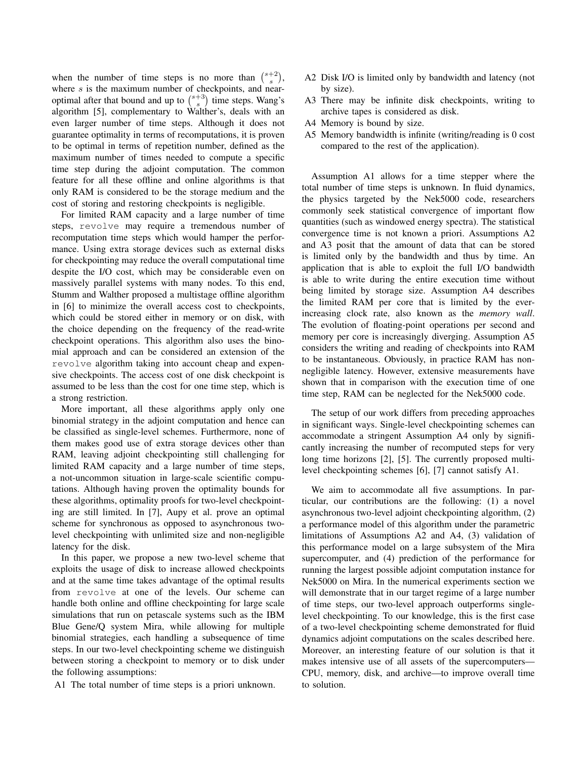when the number of time steps is no more than $\binom{s+2}{s}$, where $s$ is the maximum number of checkpoints, and near-optimal after that bound and up to $\binom{s+3}{s}$ time steps. Wang's algorithm [5], complementary to Walther's, deals with an even larger number of time steps. Although it does not guarantee optimality in terms of recomputations, it is proven to be optimal in terms of repetition number, defined as the maximum number of times needed to compute a specific time step during the adjoint computation. The common feature for all these offline and online algorithms is that only RAM is considered to be the storage medium and the cost of storing and restoring checkpoints is negligible.

For limited RAM capacity and a large number of time steps, `revolve` may require a tremendous number of recomputation time steps which would hamper the performance. Using extra storage devices such as external disks for checkpointing may reduce the overall computational time despite the I/O cost, which may be considerable even on massively parallel systems with many nodes. To this end, Stumm and Walther proposed a multistage offline algorithm in [6] to minimize the overall access cost to checkpoints, which could be stored either in memory or on disk, with the choice depending on the frequency of the read-write checkpoint operations. This algorithm also uses the binomial approach and can be considered an extension of the `revolve` algorithm taking into account cheap and expensive checkpoints. The access cost of one disk checkpoint is assumed to be less than the cost for one time step, which is a strong restriction.

More important, all these algorithms apply only one binomial strategy in the adjoint computation and hence can be classified as single-level schemes. Furthermore, none of them makes good use of extra storage devices other than RAM, leaving adjoint checkpointing still challenging for limited RAM capacity and a large number of time steps, a not-uncommon situation in large-scale scientific computations. Although having proven the optimality bounds for these algorithms, optimality proofs for two-level checkpointing are still limited. In [7], Aupy et al. prove an optimal scheme for synchronous as opposed to asynchronous two-level checkpointing with unlimited size and non-negligible latency for the disk.

In this paper, we propose a new two-level scheme that exploits the usage of disk to increase allowed checkpoints and at the same time takes advantage of the optimal results from `revolve` at one of the levels. Our scheme can handle both online and offline checkpointing for large scale simulations that run on petascale systems such as the IBM Blue Gene/Q system Mira, while allowing for multiple binomial strategies, each handling a subsequence of time steps. In our two-level checkpointing scheme we distinguish between storing a checkpoint to memory or to disk under the following assumptions:

- A1 The total number of time steps is a priori unknown.
- A2 Disk I/O is limited only by bandwidth and latency (not by size).
- A3 There may be infinite disk checkpoints, writing to archive tapes is considered as disk.
- A4 Memory is bound by size.
- A5 Memory bandwidth is infinite (writing/reading is 0 cost compared to the rest of the application).

Assumption A1 allows for a time stepper where the total number of time steps is unknown. In fluid dynamics, the physics targeted by the Nek5000 code, researchers commonly seek statistical convergence of important flow quantities (such as windowed energy spectra). The statistical convergence time is not known a priori. Assumptions A2 and A3 posit that the amount of data that can be stored is limited only by the bandwidth and thus by time. An application that is able to exploit the full I/O bandwidth is able to write during the entire execution time without being limited by storage size. Assumption A4 describes the limited RAM per core that is limited by the ever-increasing clock rate, also known as the *memory wall*. The evolution of floating-point operations per second and memory per core is increasingly diverging. Assumption A5 considers the writing and reading of checkpoints into RAM to be instantaneous. Obviously, in practice RAM has non-negligible latency. However, extensive measurements have shown that in comparison with the execution time of one time step, RAM can be neglected for the Nek5000 code.

The setup of our work differs from preceding approaches in significant ways. Single-level checkpointing schemes can accommodate a stringent Assumption A4 only by significantly increasing the number of recomputed steps for very long time horizons [2], [5]. The currently proposed multi-level checkpointing schemes [6], [7] cannot satisfy A1.

We aim to accommodate all five assumptions. In particular, our contributions are the following: (1) a novel asynchronous two-level adjoint checkpointing algorithm, (2) a performance model of this algorithm under the parametric limitations of Assumptions A2 and A4, (3) validation of this performance model on a large subsystem of the Mira supercomputer, and (4) prediction of the performance for running the largest possible adjoint computation instance for Nek5000 on Mira. In the numerical experiments section we will demonstrate that in our target regime of a large number of time steps, our two-level approach outperforms single-level checkpointing. To our knowledge, this is the first case of a two-level checkpointing scheme demonstrated for fluid dynamics adjoint computations on the scales described here. Moreover, an interesting feature of our solution is that it makes intensive use of all assets of the supercomputers—CPU, memory, disk, and archive—to improve overall time to solution.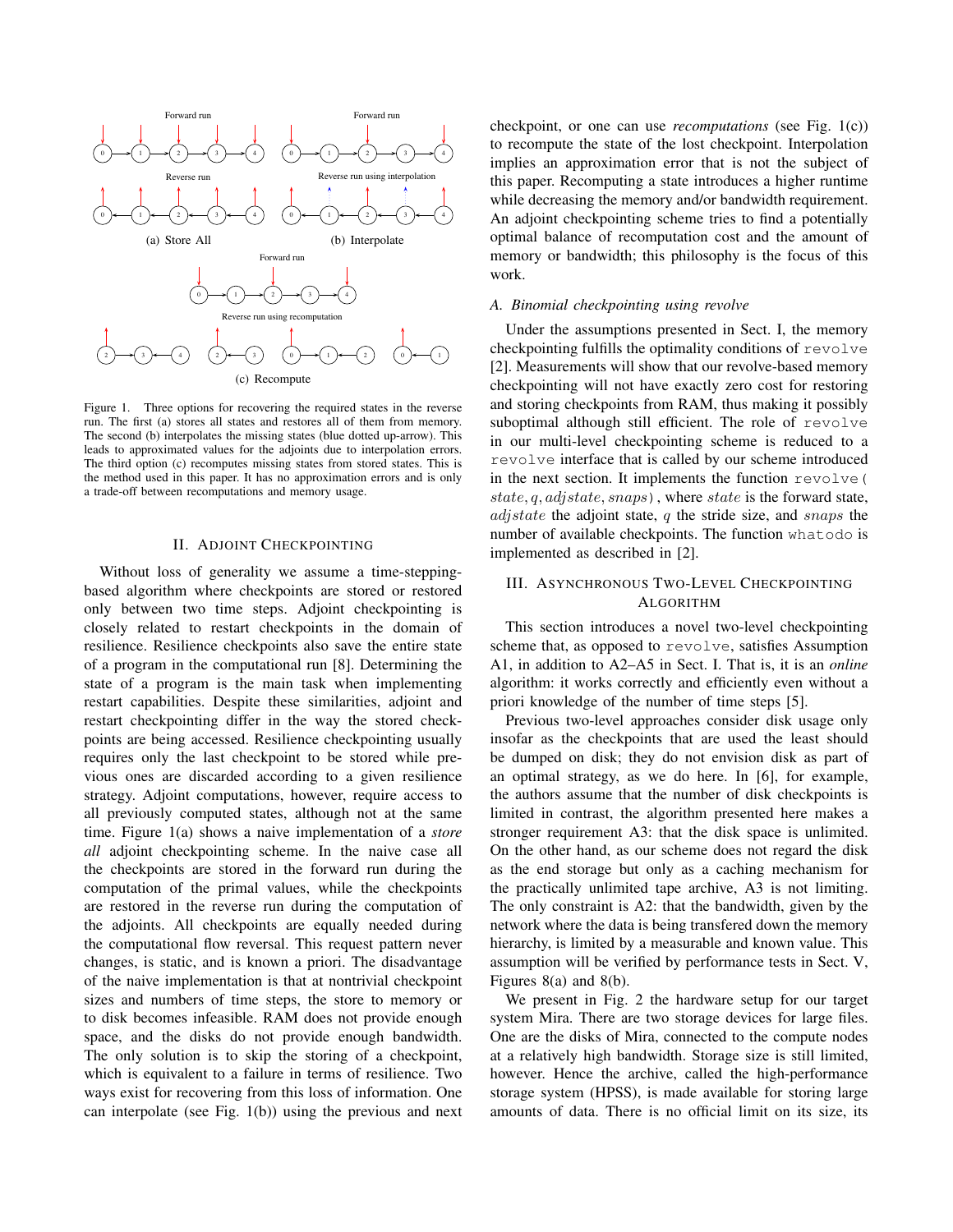Figure 1. Three options for recovering the required states in the reverse run. The first (a) stores all states and restores all of them from memory. The second (b) interpolates the missing states (blue dotted up-arrow). This leads to approximated values for the adjoints due to interpolation errors. The third option (c) recomputes missing states from stored states. This is the method used in this paper. It has no approximation errors and is only a trade-off between recomputations and memory usage.

## II. Adjoint Checkpointing

Without loss of generality we assume a time-stepping-based algorithm where checkpoints are stored or restored only between two time steps. Adjoint checkpointing is closely related to restart checkpoints in the domain of resilience. Resilience checkpoints also save the entire state of a program in the computational run [8]. Determining the state of a program is the main task when implementing restart capabilities. Despite these similarities, adjoint and restart checkpointing differ in the way the stored checkpoints are being accessed. Resilience checkpointing usually requires only the last checkpoint to be stored while previous ones are discarded according to a given resilience strategy. Adjoint computations, however, require access to all previously computed states, although not at the same time. Figure 1(a) shows a naive implementation of a *store all* adjoint checkpointing scheme. In the naive case all the checkpoints are stored in the forward run during the computation of the primal values, while the checkpoints are restored in the reverse run during the computation of the adjoints. All checkpoints are equally needed during the computational flow reversal. This request pattern never changes, is static, and is known a priori. The disadvantage of the naive implementation is that at nontrivial checkpoint sizes and numbers of time steps, the store to memory or to disk becomes infeasible. RAM does not provide enough space, and the disks do not provide enough bandwidth. The only solution is to skip the storing of a checkpoint, which is equivalent to a failure in terms of resilience. Two ways exist for recovering from this loss of information. One can interpolate (see Fig. 1(b)) using the previous and next checkpoint, or one can use *recomputations* (see Fig. 1(c)) to recompute the state of the lost checkpoint. Interpolation implies an approximation error that is not the subject of this paper. Recomputing a state introduces a higher runtime while decreasing the memory and/or bandwidth requirement. An adjoint checkpointing scheme tries to find a potentially optimal balance of recomputation cost and the amount of memory or bandwidth; this philosophy is the focus of this work.

### A. Binomial checkpointing using revolve

Under the assumptions presented in Sect. I, the memory checkpointing fulfills the optimality conditions of `revolve` [2]. Measurements will show that our revolve-based memory checkpointing will not have exactly zero cost for restoring and storing checkpoints from RAM, thus making it possibly suboptimal although still efficient. The role of `revolve` in our multi-level checkpointing scheme is reduced to a `revolve` interface that is called by our scheme introduced in the next section. It implements the function `revolve(`$state, q, adjstate, snaps$`)`, where $state$ is the forward state, $adjstate$ the adjoint state, $q$ the stride size, and $snaps$ the number of available checkpoints. The function `whatodo` is implemented as described in [2].

## III. Asynchronous Two-Level Checkpointing Algorithm

This section introduces a novel two-level checkpointing scheme that, as opposed to `revolve`, satisfies Assumption A1, in addition to A2–A5 in Sect. I. That is, it is an *online* algorithm: it works correctly and efficiently even without a priori knowledge of the number of time steps [5].

Previous two-level approaches consider disk usage only insofar as the checkpoints that are used the least should be dumped on disk; they do not envision disk as part of an optimal strategy, as we do here. In [6], for example, the authors assume that the number of disk checkpoints is limited in contrast, the algorithm presented here makes a stronger requirement A3: that the disk space is unlimited. On the other hand, as our scheme does not regard the disk as the end storage but only as a caching mechanism for the practically unlimited tape archive, A3 is not limiting. The only constraint is A2: that the bandwidth, given by the network where the data is being transfered down the memory hierarchy, is limited by a measurable and known value. This assumption will be verified by performance tests in Sect. V, Figures 8(a) and 8(b).

We present in Fig. 2 the hardware setup for our target system Mira. There are two storage devices for large files. One are the disks of Mira, connected to the compute nodes at a relatively high bandwidth. Storage size is still limited, however. Hence the archive, called the high-performance storage system (HPSS), is made available for storing large amounts of data. There is no official limit on its size, its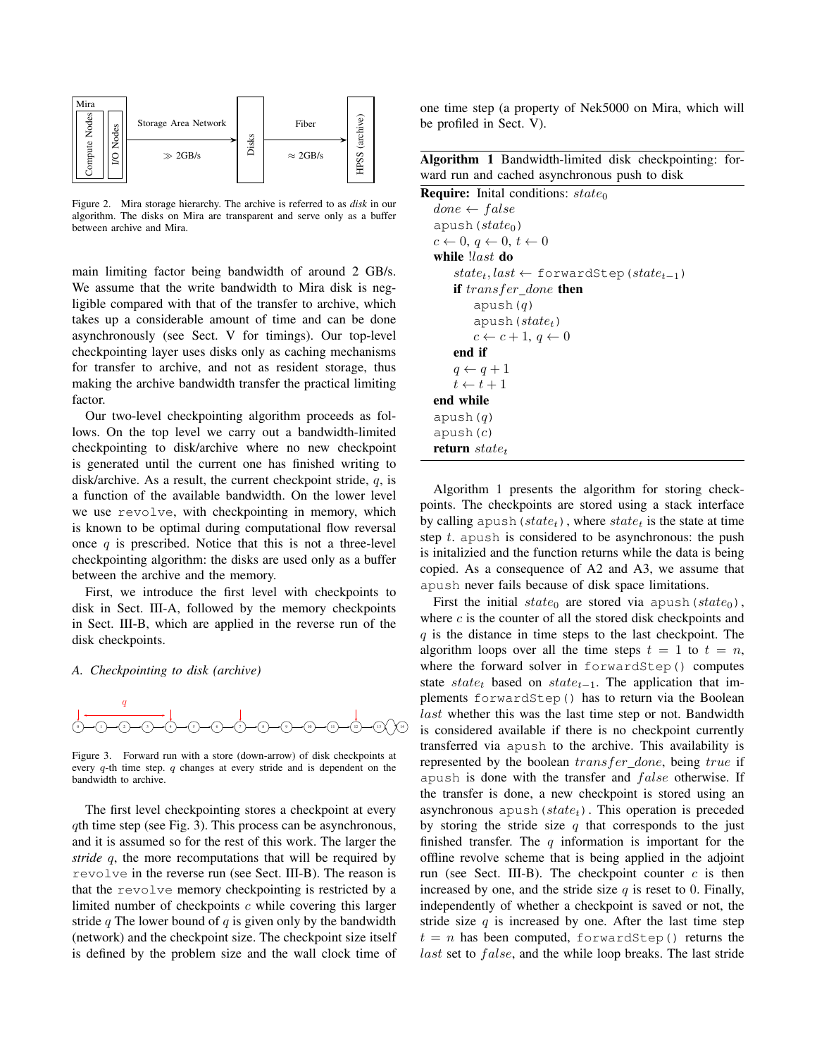Figure 2. Mira storage hierarchy. The archive is referred to as *disk* in our algorithm. The disks on Mira are transparent and serve only as a buffer between archive and Mira.

main limiting factor being bandwidth of around 2 GB/s. We assume that the write bandwidth to Mira disk is negligible compared with that of the transfer to archive, which takes up a considerable amount of time and can be done asynchronously (see Sect. V for timings). Our top-level checkpointing layer uses disks only as caching mechanisms for transfer to archive, and not as resident storage, thus making the archive bandwidth transfer the practical limiting factor.

Our two-level checkpointing algorithm proceeds as follows. On the top level we carry out a bandwidth-limited checkpointing to disk/archive where no new checkpoint is generated until the current one has finished writing to disk/archive. As a result, the current checkpoint stride, $q$, is a function of the available bandwidth. On the lower level we use `revolve`, with checkpointing in memory, which is known to be optimal during computational flow reversal once $q$ is prescribed. Notice that this is not a three-level checkpointing algorithm: the disks are used only as a buffer between the archive and the memory.

First, we introduce the first level with checkpoints to disk in Sect. III-A, followed by the memory checkpoints in Sect. III-B, which are applied in the reverse run of the disk checkpoints.

### A. Checkpointing to disk (archive)

Figure 3. Forward run with a store (down-arrow) of disk checkpoints at every $q$-th time step. $q$ changes at every stride and is dependent on the bandwidth to archive.

The first level checkpointing stores a checkpoint at every $q$th time step (see Fig. 3). This process can be asynchronous, and it is assumed so for the rest of this work. The larger the *stride* $q$, the more recomputations that will be required by `revolve` in the reverse run (see Sect. III-B). The reason is that the `revolve` memory checkpointing is restricted by a limited number of checkpoints $c$ while covering this larger stride $q$ The lower bound of $q$ is given only by the bandwidth (network) and the checkpoint size. The checkpoint size itself is defined by the problem size and the wall clock time of one time step (a property of Nek5000 on Mira, which will be profiled in Sect. V).

**Algorithm 1** Bandwidth-limited disk checkpointing: forward run and cached asynchronous push to disk

**Require:** Inital conditions: $state_0$
- $done \leftarrow false$
- `apush` $(state_0)$
- $c \leftarrow 0,\ q \leftarrow 0,\ t \leftarrow 0$
- **while** $!last$ **do**
  - $state_t, last \leftarrow$ `forwardStep` $(state_{t-1})$
  - **if** $transfer\_done$ **then**
    - `apush` $(q)$
    - `apush` $(state_t)$
    - $c \leftarrow c+1,\ q \leftarrow 0$
  - **end if**
  - $q \leftarrow q+1$
  - $t \leftarrow t+1$
- **end while**
- `apush` $(q)$
- `apush` $(c)$
- **return** $state_t$

Algorithm 1 presents the algorithm for storing checkpoints. The checkpoints are stored using a stack interface by calling `apush` $(state_t)$, where $state_t$ is the state at time step $t$. `apush` is considered to be asynchronous: the push is initalizied and the function returns while the data is being copied. As a consequence of A2 and A3, we assume that `apush` never fails because of disk space limitations.

First the initial $state_0$ are stored via `apush` $(state_0)$, where $c$ is the counter of all the stored disk checkpoints and $q$ is the distance in time steps to the last checkpoint. The algorithm loops over all the time steps $t = 1$ to $t = n$, where the forward solver in `forwardStep()` computes state $state_t$ based on $state_{t-1}$. The application that implements `forwardStep()` has to return via the Boolean $last$ whether this was the last time step or not. Bandwidth is considered available if there is no checkpoint currently transferred via `apush` to the archive. This availability is represented by the boolean $transfer\_done$, being $true$ if `apush` is done with the transfer and $false$ otherwise. If the transfer is done, a new checkpoint is stored using an asynchronous `apush` $(state_t)$. This operation is preceded by storing the stride size $q$ that corresponds to the just finished transfer. The $q$ information is important for the offline revolve scheme that is being applied in the adjoint run (see Sect. III-B). The checkpoint counter $c$ is then increased by one, and the stride size $q$ is reset to 0. Finally, independently of whether a checkpoint is saved or not, the stride size $q$ is increased by one. After the last time step $t = n$ has been computed, `forwardStep()` returns the $last$ set to $false$, and the while loop breaks. The last stride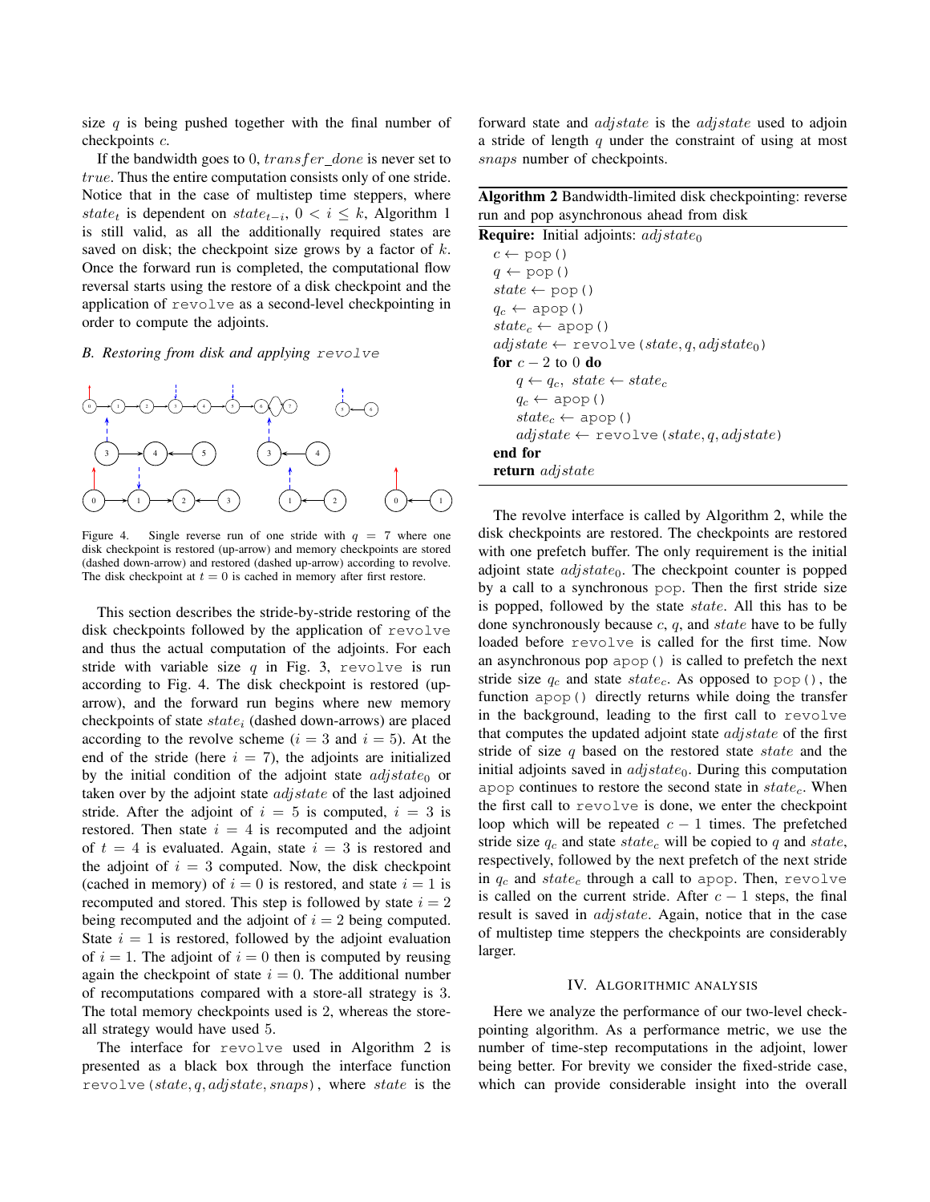size $q$ is being pushed together with the final number of checkpoints $c$.

If the bandwidth goes to 0, $transfer\_done$ is never set to $true$. Thus the entire computation consists only of one stride. Notice that in the case of multistep time steppers, where $state_t$ is dependent on $state_{t-i}$, $0 < i \leq k$, Algorithm 1 is still valid, as all the additionally required states are saved on disk; the checkpoint size grows by a factor of $k$. Once the forward run is completed, the computational flow reversal starts using the restore of a disk checkpoint and the application of `revolve` as a second-level checkpointing in order to compute the adjoints.

### *B. Restoring from disk and applying* `revolve`

Figure 4. Single reverse run of one stride with $q = 7$ where one disk checkpoint is restored (up-arrow) and memory checkpoints are stored (dashed down-arrow) and restored (dashed up-arrow) according to revolve. The disk checkpoint at $t = 0$ is cached in memory after first restore.

This section describes the stride-by-stride restoring of the disk checkpoints followed by the application of `revolve` and thus the actual computation of the adjoints. For each stride with variable size $q$ in Fig. 3, `revolve` is run according to Fig. 4. The disk checkpoint is restored (up-arrow), and the forward run begins where new memory checkpoints of state $state_i$ (dashed down-arrows) are placed according to the revolve scheme ($i = 3$ and $i = 5$). At the end of the stride (here $i = 7$), the adjoints are initialized by the initial condition of the adjoint state $adjstate_0$ or taken over by the adjoint state $adjstate$ of the last adjoined stride. After the adjoint of $i = 5$ is computed, $i = 3$ is restored. Then state $i = 4$ is recomputed and the adjoint of $t = 4$ is evaluated. Again, state $i = 3$ is restored and the adjoint of $i = 3$ computed. Now, the disk checkpoint (cached in memory) of $i = 0$ is restored, and state $i = 1$ is recomputed and stored. This step is followed by state $i = 2$ being recomputed and the adjoint of $i = 2$ being computed. State $i = 1$ is restored, followed by the adjoint evaluation of $i = 1$. The adjoint of $i = 0$ then is computed by reusing again the checkpoint of state $i = 0$. The additional number of recomputations compared with a store-all strategy is 3. The total memory checkpoints used is 2, whereas the store-all strategy would have used 5.

The interface for `revolve` used in Algorithm 2 is presented as a black box through the interface function `revolve(`$state, q, adjstate, snaps$`)`, where $state$ is the forward state and $adjstate$ is the $adjstate$ used to adjoin a stride of length $q$ under the constraint of using at most $snaps$ number of checkpoints.

**Algorithm 2** Bandwidth-limited disk checkpointing: reverse run and pop asynchronous ahead from disk

**Require:** Initial adjoints: $adjstate_0$
- $c \leftarrow$ `pop()`
- $q \leftarrow$ `pop()`
- $state \leftarrow$ `pop()`
- $q_c \leftarrow$ `apop()`
- $state_c \leftarrow$ `apop()`
- $adjstate \leftarrow$ `revolve(`$state, q, adjstate_0$`)`
- **for** $c - 2$ to 0 **do**
  - $q \leftarrow q_c,\ state \leftarrow state_c$
  - $q_c \leftarrow$ `apop()`
  - $state_c \leftarrow$ `apop()`
  - $adjstate \leftarrow$ `revolve(`$state, q, adjstate$`)`
- **end for**
- **return** $adjstate$

The revolve interface is called by Algorithm 2, while the disk checkpoints are restored. The checkpoints are restored with one prefetch buffer. The only requirement is the initial adjoint state $adjstate_0$. The checkpoint counter is popped by a call to a synchronous `pop`. Then the first stride size is popped, followed by the state $state$. All this has to be done synchronously because $c$, $q$, and $state$ have to be fully loaded before `revolve` is called for the first time. Now an asynchronous pop `apop()` is called to prefetch the next stride size $q_c$ and state $state_c$. As opposed to `pop()`, the function `apop()` directly returns while doing the transfer in the background, leading to the first call to `revolve` that computes the updated adjoint state $adjstate$ of the first stride of size $q$ based on the restored state $state$ and the initial adjoints saved in $adjstate_0$. During this computation `apop` continues to restore the second state in $state_c$. When the first call to `revolve` is done, we enter the checkpoint loop which will be repeated $c - 1$ times. The prefetched stride size $q_c$ and state $state_c$ will be copied to $q$ and $state$, respectively, followed by the next prefetch of the next stride in $q_c$ and $state_c$ through a call to `apop`. Then, `revolve` is called on the current stride. After $c - 1$ steps, the final result is saved in $adjstate$. Again, notice that in the case of multistep time steppers the checkpoints are considerably larger.

## IV. Algorithmic analysis

Here we analyze the performance of our two-level checkpointing algorithm. As a performance metric, we use the number of time-step recomputations in the adjoint, lower being better. For brevity we consider the fixed-stride case, which can provide considerable insight into the overall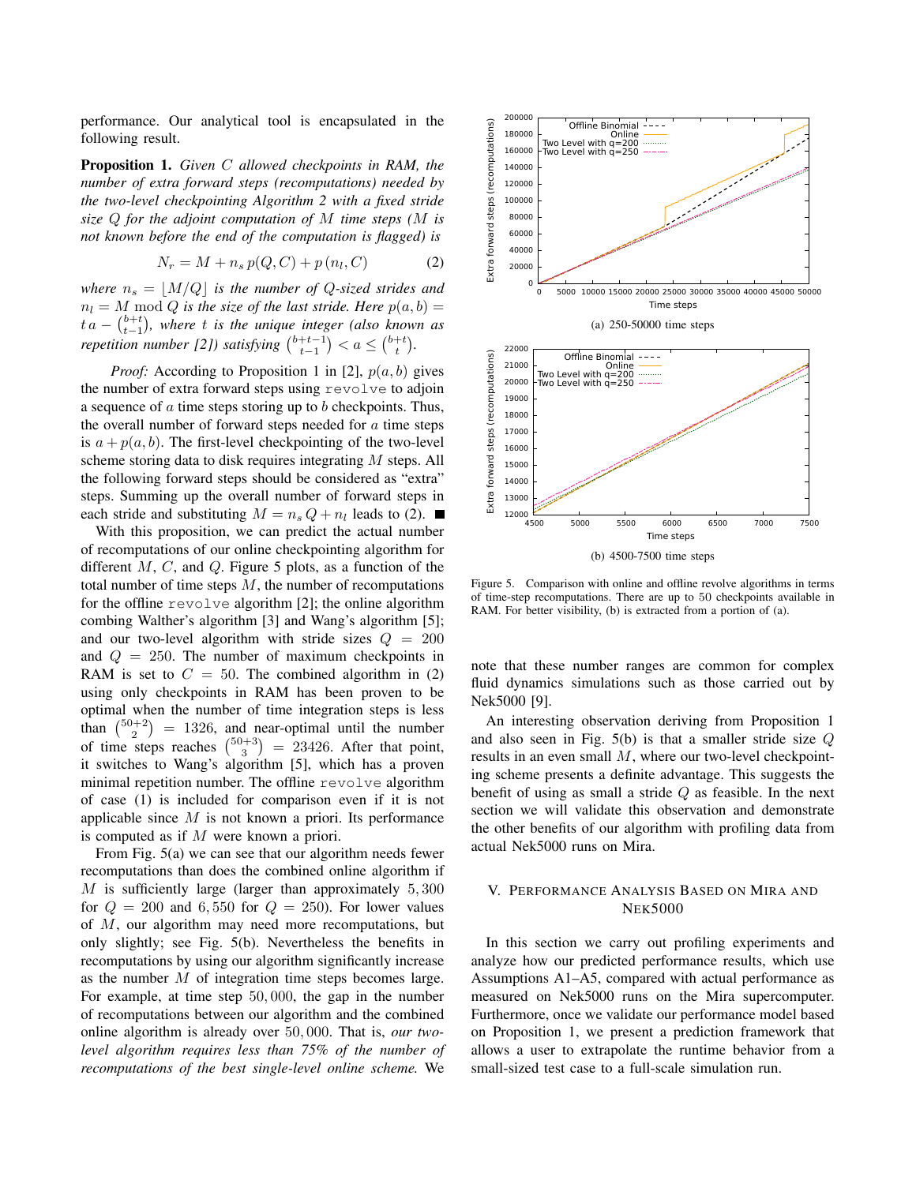performance. Our analytical tool is encapsulated in the following result.

**Proposition 1.** *Given $C$ allowed checkpoints in RAM, the number of extra forward steps (recomputations) needed by the two-level checkpointing Algorithm 2 with a fixed stride size $Q$ for the adjoint computation of $M$ time steps ($M$ is not known before the end of the computation is flagged) is*

$$N_r = M + n_s\, p(Q, C) + p\,(n_l, C) \qquad (2)$$

*where $n_s = \lfloor M/Q \rfloor$ is the number of $Q$-sized strides and $n_l = M \bmod Q$ is the size of the last stride. Here $p(a, b) = t\,a - \binom{b+t}{t-1}$, where $t$ is the unique integer (also known as repetition number [2]) satisfying $\binom{b+t-1}{t-1} < a \leq \binom{b+t}{t}$.*

*Proof:* According to Proposition 1 in [2], $p(a, b)$ gives the number of extra forward steps using `revolve` to adjoin a sequence of $a$ time steps storing up to $b$ checkpoints. Thus, the overall number of forward steps needed for $a$ time steps is $a + p(a, b)$. The first-level checkpointing of the two-level scheme storing data to disk requires integrating $M$ steps. All the following forward steps should be considered as "extra" steps. Summing up the overall number of forward steps in each stride and substituting $M = n_s\, Q + n_l$ leads to (2). ■

With this proposition, we can predict the actual number of recomputations of our online checkpointing algorithm for different $M$, $C$, and $Q$. Figure 5 plots, as a function of the total number of time steps $M$, the number of recomputations for the offline `revolve` algorithm [2]; the online algorithm combing Walther's algorithm [3] and Wang's algorithm [5]; and our two-level algorithm with stride sizes $Q = 200$ and $Q = 250$. The number of maximum checkpoints in RAM is set to $C = 50$. The combined algorithm in (2) using only checkpoints in RAM has been proven to be optimal when the number of time integration steps is less than $\binom{50+2}{2} = 1326$, and near-optimal until the number of time steps reaches $\binom{50+3}{3} = 23426$. After that point, it switches to Wang's algorithm [5], which has a proven minimal repetition number. The offline `revolve` algorithm of case (1) is included for comparison even if it is not applicable since $M$ is not known a priori. Its performance is computed as if $M$ were known a priori.

From Fig. 5(a) we can see that our algorithm needs fewer recomputations than does the combined online algorithm if $M$ is sufficiently large (larger than approximately 5,300 for $Q = 200$ and 6,550 for $Q = 250$). For lower values of $M$, our algorithm may need more recomputations, but only slightly; see Fig. 5(b). Nevertheless the benefits in recomputations by using our algorithm significantly increase as the number $M$ of integration time steps becomes large. For example, at time step 50,000, the gap in the number of recomputations between our algorithm and the combined online algorithm is already over 50,000. That is, *our two-level algorithm requires less than 75% of the number of recomputations of the best single-level online scheme.* We note that these number ranges are common for complex fluid dynamics simulations such as those carried out by Nek5000 [9].

(a) 250-50000 time steps

(b) 4500-7500 time steps

Figure 5. Comparison with online and offline revolve algorithms in terms of time-step recomputations. There are up to 50 checkpoints available in RAM. For better visibility, (b) is extracted from a portion of (a).

An interesting observation deriving from Proposition 1 and also seen in Fig. 5(b) is that a smaller stride size $Q$ results in an even small $M$, where our two-level checkpointing scheme presents a definite advantage. This suggests the benefit of using as small a stride $Q$ as feasible. In the next section we will validate this observation and demonstrate the other benefits of our algorithm with profiling data from actual Nek5000 runs on Mira.

## V. Performance Analysis Based on Mira and Nek5000

In this section we carry out profiling experiments and analyze how our predicted performance results, which use Assumptions A1–A5, compared with actual performance as measured on Nek5000 runs on the Mira supercomputer. Furthermore, once we validate our performance model based on Proposition 1, we present a prediction framework that allows a user to extrapolate the runtime behavior from a small-sized test case to a full-scale simulation run.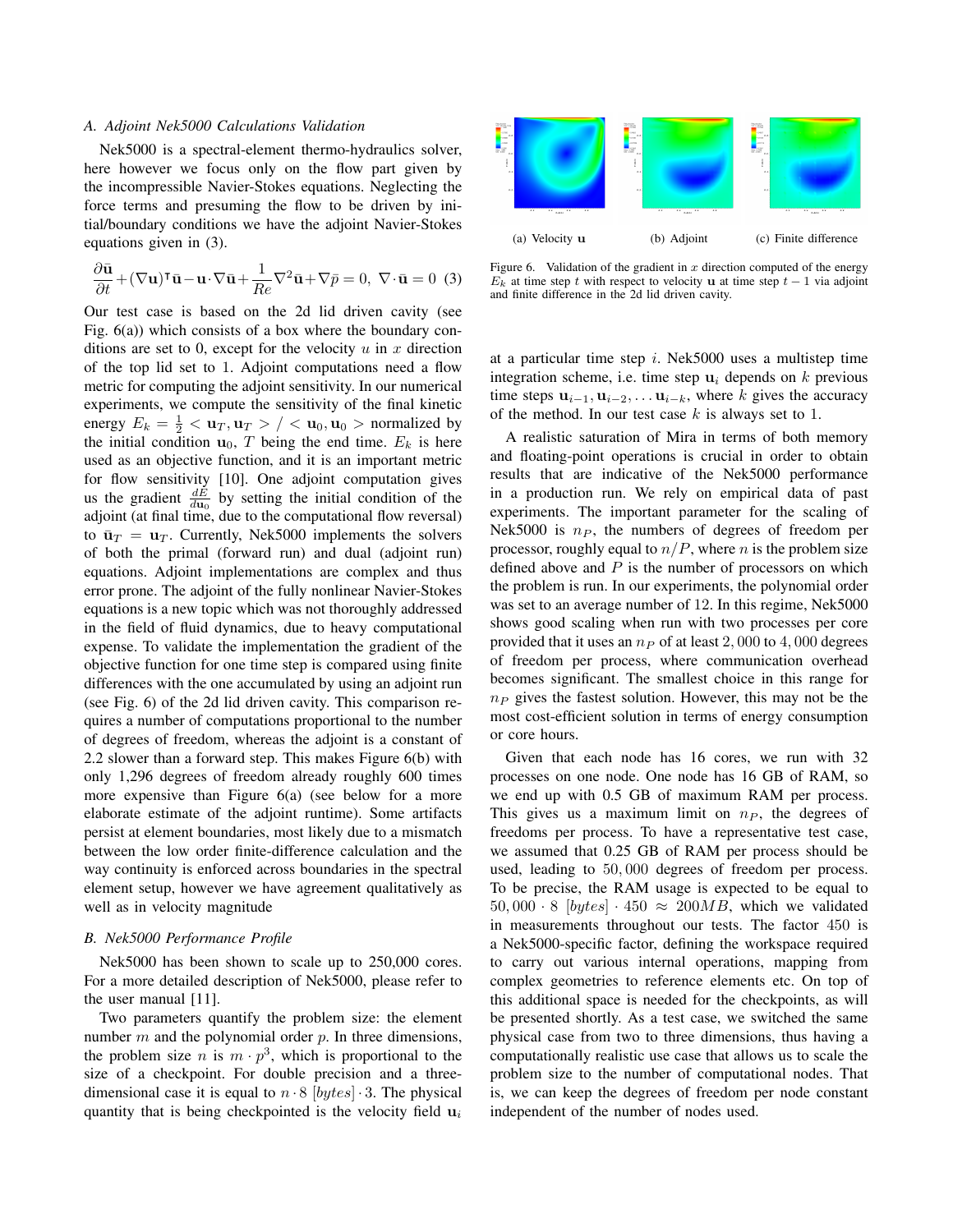### A. Adjoint Nek5000 Calculations Validation

Nek5000 is a spectral-element thermo-hydraulics solver, here however we focus only on the flow part given by the incompressible Navier-Stokes equations. Neglecting the force terms and presuming the flow to be driven by initial/boundary conditions we have the adjoint Navier-Stokes equations given in (3).

$$\frac{\partial \bar{\mathbf{u}}}{\partial t} + (\nabla \mathbf{u})^{\intercal} \bar{\mathbf{u}} - \mathbf{u} \cdot \nabla \bar{\mathbf{u}} + \frac{1}{Re} \nabla^2 \bar{\mathbf{u}} + \nabla \bar{p} = 0, \ \nabla \cdot \bar{\mathbf{u}} = 0 \quad (3)$$

Our test case is based on the 2d lid driven cavity (see Fig. 6(a)) which consists of a box where the boundary conditions are set to 0, except for the velocity $u$ in $x$ direction of the top lid set to 1. Adjoint computations need a flow metric for computing the adjoint sensitivity. In our numerical experiments, we compute the sensitivity of the final kinetic energy $E_k = \frac{1}{2} < \mathbf{u}_T, \mathbf{u}_T > / < \mathbf{u}_0, \mathbf{u}_0 >$ normalized by the initial condition $\mathbf{u}_0$, $T$ being the end time. $E_k$ is here used as an objective function, and it is an important metric for flow sensitivity [10]. One adjoint computation gives us the gradient $\frac{dE}{d\mathbf{u}_0}$ by setting the initial condition of the adjoint (at final time, due to the computational flow reversal) to $\bar{\mathbf{u}}_T = \mathbf{u}_T$. Currently, Nek5000 implements the solvers of both the primal (forward run) and dual (adjoint run) equations. Adjoint implementations are complex and thus error prone. The adjoint of the fully nonlinear Navier-Stokes equations is a new topic which was not thoroughly addressed in the field of fluid dynamics, due to heavy computational expense. To validate the implementation the gradient of the objective function for one time step is compared using finite differences with the one accumulated by using an adjoint run (see Fig. 6) of the 2d lid driven cavity. This comparison requires a number of computations proportional to the number of degrees of freedom, whereas the adjoint is a constant of 2.2 slower than a forward step. This makes Figure 6(b) with only 1,296 degrees of freedom already roughly 600 times more expensive than Figure 6(a) (see below for a more elaborate estimate of the adjoint runtime). Some artifacts persist at element boundaries, most likely due to a mismatch between the low order finite-difference calculation and the way continuity is enforced across boundaries in the spectral element setup, however we have agreement qualitatively as well as in velocity magnitude

### B. Nek5000 Performance Profile

Nek5000 has been shown to scale up to 250,000 cores. For a more detailed description of Nek5000, please refer to the user manual [11].

Two parameters quantify the problem size: the element number $m$ and the polynomial order $p$. In three dimensions, the problem size $n$ is $m \cdot p^3$, which is proportional to the size of a checkpoint. For double precision and a three-dimensional case it is equal to $n \cdot 8$ $[bytes] \cdot 3$. The physical quantity that is being checkpointed is the velocity field $\mathbf{u}_i$

(a) Velocity $\mathbf{u}$ (b) Adjoint (c) Finite difference

Figure 6. Validation of the gradient in $x$ direction computed of the energy $E_k$ at time step $t$ with respect to velocity $\mathbf{u}$ at time step $t-1$ via adjoint and finite difference in the 2d lid driven cavity.

at a particular time step $i$. Nek5000 uses a multistep time integration scheme, i.e. time step $\mathbf{u}_i$ depends on $k$ previous time steps $\mathbf{u}_{i-1}, \mathbf{u}_{i-2}, \dots \mathbf{u}_{i-k}$, where $k$ gives the accuracy of the method. In our test case $k$ is always set to 1.

A realistic saturation of Mira in terms of both memory and floating-point operations is crucial in order to obtain results that are indicative of the Nek5000 performance in a production run. We rely on empirical data of past experiments. The important parameter for the scaling of Nek5000 is $n_P$, the numbers of degrees of freedom per processor, roughly equal to $n/P$, where $n$ is the problem size defined above and $P$ is the number of processors on which the problem is run. In our experiments, the polynomial order was set to an average number of 12. In this regime, Nek5000 shows good scaling when run with two processes per core provided that it uses an $n_P$ of at least $2,000$ to $4,000$ degrees of freedom per process, where communication overhead becomes significant. The smallest choice in this range for $n_P$ gives the fastest solution. However, this may not be the most cost-efficient solution in terms of energy consumption or core hours.

Given that each node has 16 cores, we run with 32 processes on one node. One node has 16 GB of RAM, so we end up with 0.5 GB of maximum RAM per process. This gives us a maximum limit on $n_P$, the degrees of freedoms per process. To have a representative test case, we assumed that 0.25 GB of RAM per process should be used, leading to $50,000$ degrees of freedom per process. To be precise, the RAM usage is expected to be equal to $50,000 \cdot 8$ $[bytes] \cdot 450 \approx 200MB$, which we validated in measurements throughout our tests. The factor 450 is a Nek5000-specific factor, defining the workspace required to carry out various internal operations, mapping from complex geometries to reference elements etc. On top of this additional space is needed for the checkpoints, as will be presented shortly. As a test case, we switched the same physical case from two to three dimensions, thus having a computationally realistic use case that allows us to scale the problem size to the number of computational nodes. That is, we can keep the degrees of freedom per node constant independent of the number of nodes used.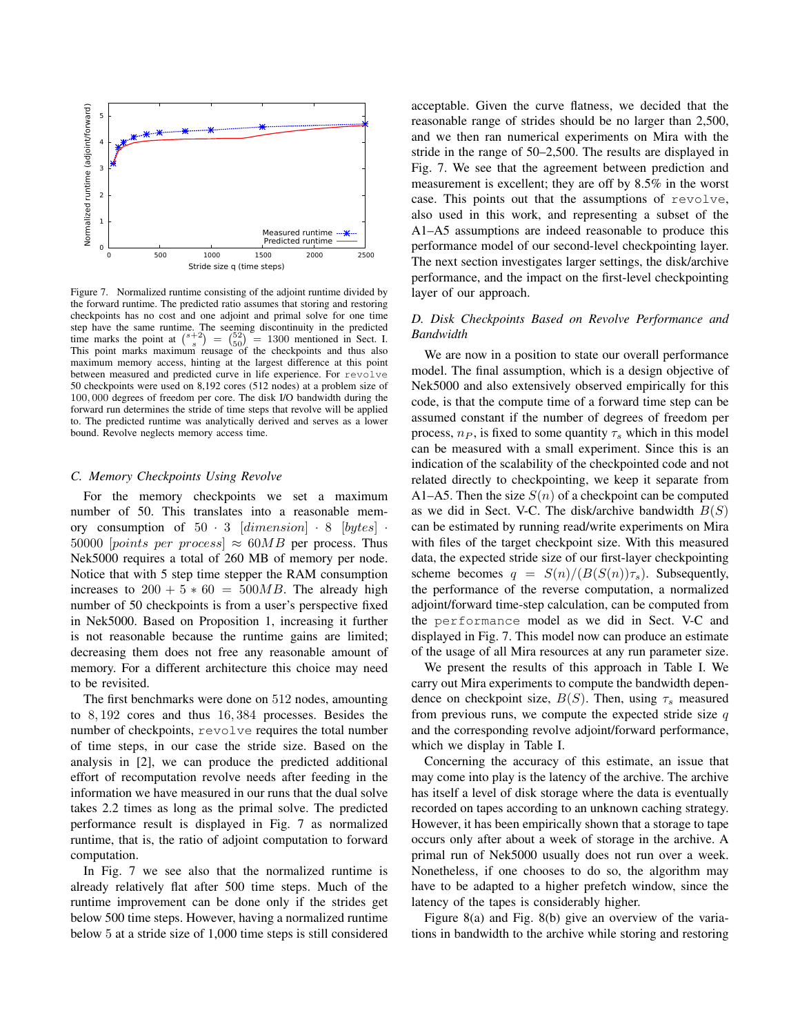Figure 7. Normalized runtime consisting of the adjoint runtime divided by the forward runtime. The predicted ratio assumes that storing and restoring checkpoints has no cost and one adjoint and primal solve for one time step have the same runtime. The seeming discontinuity in the predicted time marks the point at $\binom{s+2}{s} = \binom{52}{50} = 1300$ mentioned in Sect. I. This point marks maximum reusage of the checkpoints and thus also maximum memory access, hinting at the largest difference at this point between measured and predicted curve in life experience. For `revolve` 50 checkpoints were used on 8,192 cores (512 nodes) at a problem size of $100,000$ degrees of freedom per core. The disk I/O bandwidth during the forward run determines the stride of time steps that revolve will be applied to. The predicted runtime was analytically derived and serves as a lower bound. Revolve neglects memory access time.

### C. Memory Checkpoints Using Revolve

For the memory checkpoints we set a maximum number of 50. This translates into a reasonable memory consumption of $50 \cdot 3$ $[dimension] \cdot 8$ $[bytes] \cdot 50000$ $[points\ per\ process] \approx 60MB$ per process. Thus Nek5000 requires a total of 260 MB of memory per node. Notice that with 5 step time stepper the RAM consumption increases to $200 + 5 * 60 = 500MB$. The already high number of 50 checkpoints is from a user's perspective fixed in Nek5000. Based on Proposition 1, increasing it further is not reasonable because the runtime gains are limited; decreasing them does not free any reasonable amount of memory. For a different architecture this choice may need to be revisited.

The first benchmarks were done on $512$ nodes, amounting to $8,192$ cores and thus $16,384$ processes. Besides the number of checkpoints, `revolve` requires the total number of time steps, in our case the stride size. Based on the analysis in [2], we can produce the predicted additional effort of recomputation revolve needs after feeding in the information we have measured in our runs that the dual solve takes 2.2 times as long as the primal solve. The predicted performance result is displayed in Fig. 7 as normalized runtime, that is, the ratio of adjoint computation to forward computation.

In Fig. 7 we see also that the normalized runtime is already relatively flat after 500 time steps. Much of the runtime improvement can be done only if the strides get below 500 time steps. However, having a normalized runtime below 5 at a stride size of 1,000 time steps is still considered acceptable. Given the curve flatness, we decided that the reasonable range of strides should be no larger than 2,500, and we then ran numerical experiments on Mira with the stride in the range of 50–2,500. The results are displayed in Fig. 7. We see that the agreement between prediction and measurement is excellent; they are off by 8.5% in the worst case. This points out that the assumptions of `revolve`, also used in this work, and representing a subset of the A1–A5 assumptions are indeed reasonable to produce this performance model of our second-level checkpointing layer. The next section investigates larger settings, the disk/archive performance, and the impact on the first-level checkpointing layer of our approach.

### D. Disk Checkpoints Based on Revolve Performance and Bandwidth

We are now in a position to state our overall performance model. The final assumption, which is a design objective of Nek5000 and also extensively observed empirically for this code, is that the compute time of a forward time step can be assumed constant if the number of degrees of freedom per process, $n_P$, is fixed to some quantity $\tau_s$ which in this model can be measured with a small experiment. Since this is an indication of the scalability of the checkpointed code and not related directly to checkpointing, we keep it separate from A1–A5. Then the size $S(n)$ of a checkpoint can be computed as we did in Sect. V-C. The disk/archive bandwidth $B(S)$ can be estimated by running read/write experiments on Mira with files of the target checkpoint size. With this measured data, the expected stride size of our first-layer checkpointing scheme becomes $q = S(n)/(B(S(n))\tau_s)$. Subsequently, the performance of the reverse computation, a normalized adjoint/forward time-step calculation, can be computed from the `performance` model as we did in Sect. V-C and displayed in Fig. 7. This model now can produce an estimate of the usage of all Mira resources at any run parameter size.

We present the results of this approach in Table I. We carry out Mira experiments to compute the bandwidth dependence on checkpoint size, $B(S)$. Then, using $\tau_s$ measured from previous runs, we compute the expected stride size $q$ and the corresponding revolve adjoint/forward performance, which we display in Table I.

Concerning the accuracy of this estimate, an issue that may come into play is the latency of the archive. The archive has itself a level of disk storage where the data is eventually recorded on tapes according to an unknown caching strategy. However, it has been empirically shown that a storage to tape occurs only after about a week of storage in the archive. A primal run of Nek5000 usually does not run over a week. Nonetheless, if one chooses to do so, the algorithm may have to be adapted to a higher prefetch window, since the latency of the tapes is considerably higher.

Figure 8(a) and Fig. 8(b) give an overview of the variations in bandwidth to the archive while storing and restoring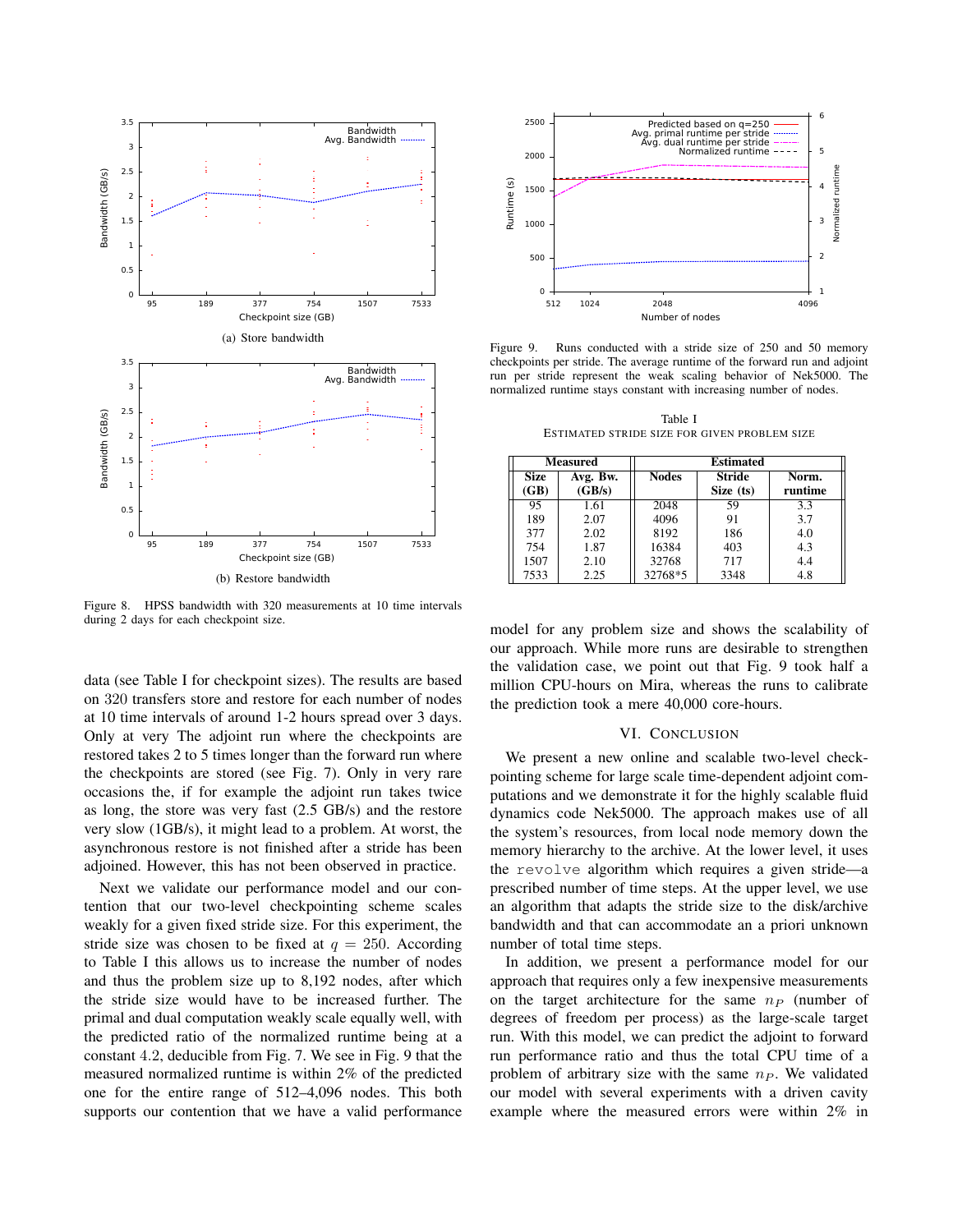(a) Store bandwidth

(b) Restore bandwidth

Figure 8. HPSS bandwidth with 320 measurements at 10 time intervals during 2 days for each checkpoint size.

data (see Table I for checkpoint sizes). The results are based on 320 transfers store and restore for each number of nodes at 10 time intervals of around 1-2 hours spread over 3 days. Only at very The adjoint run where the checkpoints are restored takes 2 to 5 times longer than the forward run where the checkpoints are stored (see Fig. 7). Only in very rare occasions the, if for example the adjoint run takes twice as long, the store was very fast (2.5 GB/s) and the restore very slow (1GB/s), it might lead to a problem. At worst, the asynchronous restore is not finished after a stride has been adjoined. However, this has not been observed in practice.

Next we validate our performance model and our contention that our two-level checkpointing scheme scales weakly for a given fixed stride size. For this experiment, the stride size was chosen to be fixed at $q = 250$. According to Table I this allows us to increase the number of nodes and thus the problem size up to 8,192 nodes, after which the stride size would have to be increased further. The primal and dual computation weakly scale equally well, with the predicted ratio of the normalized runtime being at a constant $4.2$, deducible from Fig. 7. We see in Fig. 9 that the measured normalized runtime is within 2% of the predicted one for the entire range of 512–4,096 nodes. This both supports our contention that we have a valid performance model for any problem size and shows the scalability of our approach. While more runs are desirable to strengthen the validation case, we point out that Fig. 9 took half a million CPU-hours on Mira, whereas the runs to calibrate the prediction took a mere 40,000 core-hours.

Figure 9. Runs conducted with a stride size of 250 and 50 memory checkpoints per stride. The average runtime of the forward run and adjoint run per stride represent the weak scaling behavior of Nek5000. The normalized runtime stays constant with increasing number of nodes.

Table I
ESTIMATED STRIDE SIZE FOR GIVEN PROBLEM SIZE

| Measured | | Estimated | | |
|---|---|---|---|---|
| Size (GB) | Avg. Bw. (GB/s) | Nodes | Stride Size (ts) | Norm. runtime |
| 95 | 1.61 | 2048 | 59 | 3.3 |
| 189 | 2.07 | 4096 | 91 | 3.7 |
| 377 | 2.02 | 8192 | 186 | 4.0 |
| 754 | 1.87 | 16384 | 403 | 4.3 |
| 1507 | 2.10 | 32768 | 717 | 4.4 |
| 7533 | 2.25 | 32768*5 | 3348 | 4.8 |

## VI. Conclusion

We present a new online and scalable two-level checkpointing scheme for large scale time-dependent adjoint computations and we demonstrate it for the highly scalable fluid dynamics code Nek5000. The approach makes use of all the system's resources, from local node memory down the memory hierarchy to the archive. At the lower level, it uses the `revolve` algorithm which requires a given stride—a prescribed number of time steps. At the upper level, we use an algorithm that adapts the stride size to the disk/archive bandwidth and that can accommodate an a priori unknown number of total time steps.

In addition, we present a performance model for our approach that requires only a few inexpensive measurements on the target architecture for the same $n_P$ (number of degrees of freedom per process) as the large-scale target run. With this model, we can predict the adjoint to forward run performance ratio and thus the total CPU time of a problem of arbitrary size with the same $n_P$. We validated our model with several experiments with a driven cavity example where the measured errors were within 2% in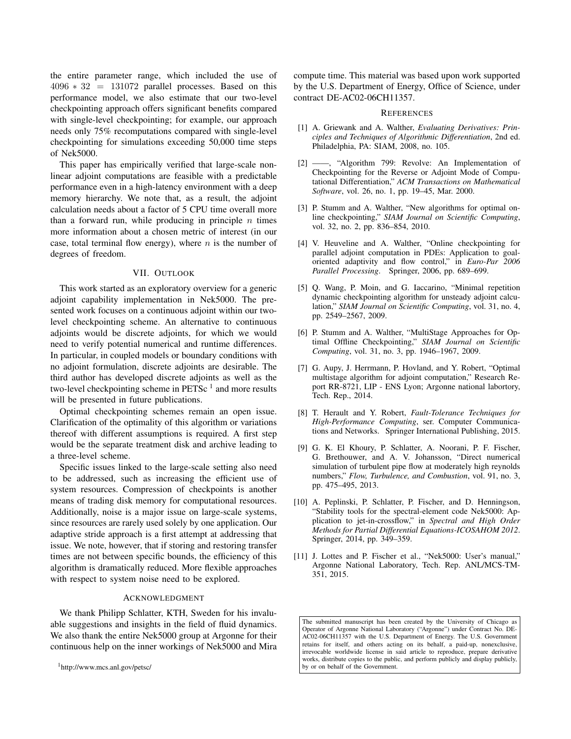the entire parameter range, which included the use of $4096 * 32 = 131072$ parallel processes. Based on this performance model, we also estimate that our two-level checkpointing approach offers significant benefits compared with single-level checkpointing; for example, our approach needs only 75% recomputations compared with single-level checkpointing for simulations exceeding 50,000 time steps of Nek5000.

This paper has empirically verified that large-scale non-linear adjoint computations are feasible with a predictable performance even in a high-latency environment with a deep memory hierarchy. We note that, as a result, the adjoint calculation needs about a factor of 5 CPU time overall more than a forward run, while producing in principle $n$ times more information about a chosen metric of interest (in our case, total terminal flow energy), where $n$ is the number of degrees of freedom.

## VII. Outlook

This work started as an exploratory overview for a generic adjoint capability implementation in Nek5000. The presented work focuses on a continuous adjoint within our two-level checkpointing scheme. An alternative to continuous adjoints would be discrete adjoints, for which we would need to verify potential numerical and runtime differences. In particular, in coupled models or boundary conditions with no adjoint formulation, discrete adjoints are desirable. The third author has developed discrete adjoints as well as the two-level checkpointing scheme in PETSc [1] and more results will be presented in future publications.

Optimal checkpointing schemes remain an open issue. Clarification of the optimality of this algorithm or variations thereof with different assumptions is required. A first step would be the separate treatment disk and archive leading to a three-level scheme.

Specific issues linked to the large-scale setting also need to be addressed, such as increasing the efficient use of system resources. Compression of checkpoints is another means of trading disk memory for computational resources. Additionally, noise is a major issue on large-scale systems, since resources are rarely used solely by one application. Our adaptive stride approach is a first attempt at addressing that issue. We note, however, that if storing and restoring transfer times are not between specific bounds, the efficiency of this algorithm is dramatically reduced. More flexible approaches with respect to system noise need to be explored.

## Acknowledgment

We thank Philipp Schlatter, KTH, Sweden for his invaluable suggestions and insights in the field of fluid dynamics. We also thank the entire Nek5000 group at Argonne for their continuous help on the inner workings of Nek5000 and Mira compute time. This material was based upon work supported by the U.S. Department of Energy, Office of Science, under contract DE-AC02-06CH11357.

[1] http://www.mcs.anl.gov/petsc/

## References

[1] A. Griewank and A. Walther, *Evaluating Derivatives: Principles and Techniques of Algorithmic Differentiation*, 2nd ed. Philadelphia, PA: SIAM, 2008, no. 105.

[2] ——, "Algorithm 799: Revolve: An Implementation of Checkpointing for the Reverse or Adjoint Mode of Computational Differentiation," *ACM Transactions on Mathematical Software*, vol. 26, no. 1, pp. 19–45, Mar. 2000.

[3] P. Stumm and A. Walther, "New algorithms for optimal online checkpointing," *SIAM Journal on Scientific Computing*, vol. 32, no. 2, pp. 836–854, 2010.

[4] V. Heuveline and A. Walther, "Online checkpointing for parallel adjoint computation in PDEs: Application to goal-oriented adaptivity and flow control," in *Euro-Par 2006 Parallel Processing*. Springer, 2006, pp. 689–699.

[5] Q. Wang, P. Moin, and G. Iaccarino, "Minimal repetition dynamic checkpointing algorithm for unsteady adjoint calculation," *SIAM Journal on Scientific Computing*, vol. 31, no. 4, pp. 2549–2567, 2009.

[6] P. Stumm and A. Walther, "MultiStage Approaches for Optimal Offline Checkpointing," *SIAM Journal on Scientific Computing*, vol. 31, no. 3, pp. 1946–1967, 2009.

[7] G. Aupy, J. Herrmann, P. Hovland, and Y. Robert, "Optimal multistage algorithm for adjoint computation," Research Report RR-8721, LIP - ENS Lyon; Argonne national labortory, Tech. Rep., 2014.

[8] T. Herault and Y. Robert, *Fault-Tolerance Techniques for High-Performance Computing*, ser. Computer Communications and Networks. Springer International Publishing, 2015.

[9] G. K. El Khoury, P. Schlatter, A. Noorani, P. F. Fischer, G. Brethouwer, and A. V. Johansson, "Direct numerical simulation of turbulent pipe flow at moderately high reynolds numbers," *Flow, Turbulence, and Combustion*, vol. 91, no. 3, pp. 475–495, 2013.

[10] A. Peplinski, P. Schlatter, P. Fischer, and D. Henningson, "Stability tools for the spectral-element code Nek5000: Application to jet-in-crossflow," in *Spectral and High Order Methods for Partial Differential Equations-ICOSAHOM 2012*. Springer, 2014, pp. 349–359.

[11] J. Lottes and P. Fischer et al., "Nek5000: User's manual," Argonne National Laboratory, Tech. Rep. ANL/MCS-TM-351, 2015.

The submitted manuscript has been created by the University of Chicago as Operator of Argonne National Laboratory ("Argonne") under Contract No. DE-AC02-06CH11357 with the U.S. Department of Energy. The U.S. Government retains for itself, and others acting on its behalf, a paid-up, nonexclusive, irrevocable worldwide license in said article to reproduce, prepare derivative works, distribute copies to the public, and perform publicly and display publicly, by or on behalf of the Government.